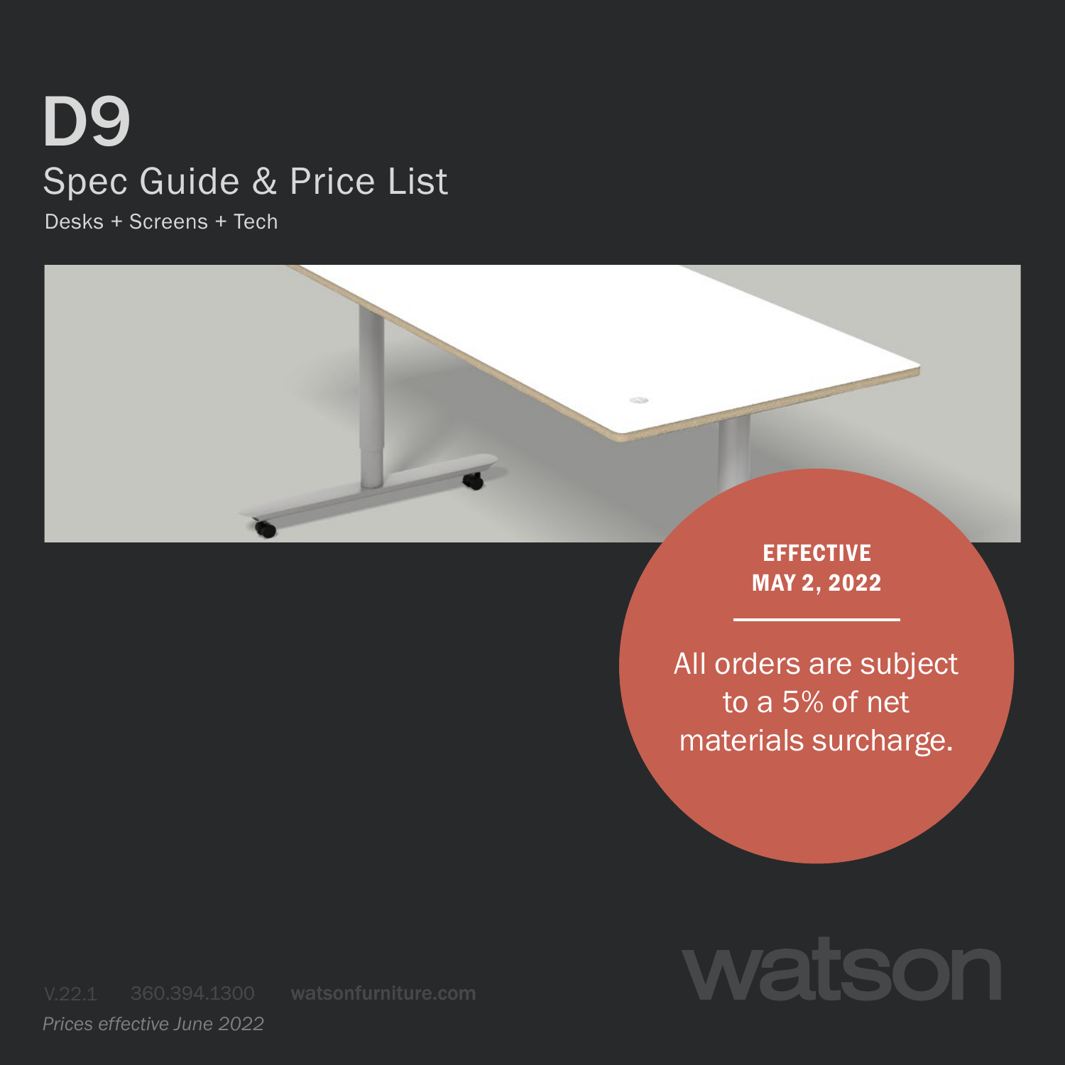# D9

## Spec Guide & Price List

Desks + Screens + Tech

**EFFECTIVE MAY 2, 2022**

All orders are subject to a 5% of net materials surcharge.

V.22.1 360.394.1300 **watsonfurniture.com**

*Prices effective June 2022*

watson